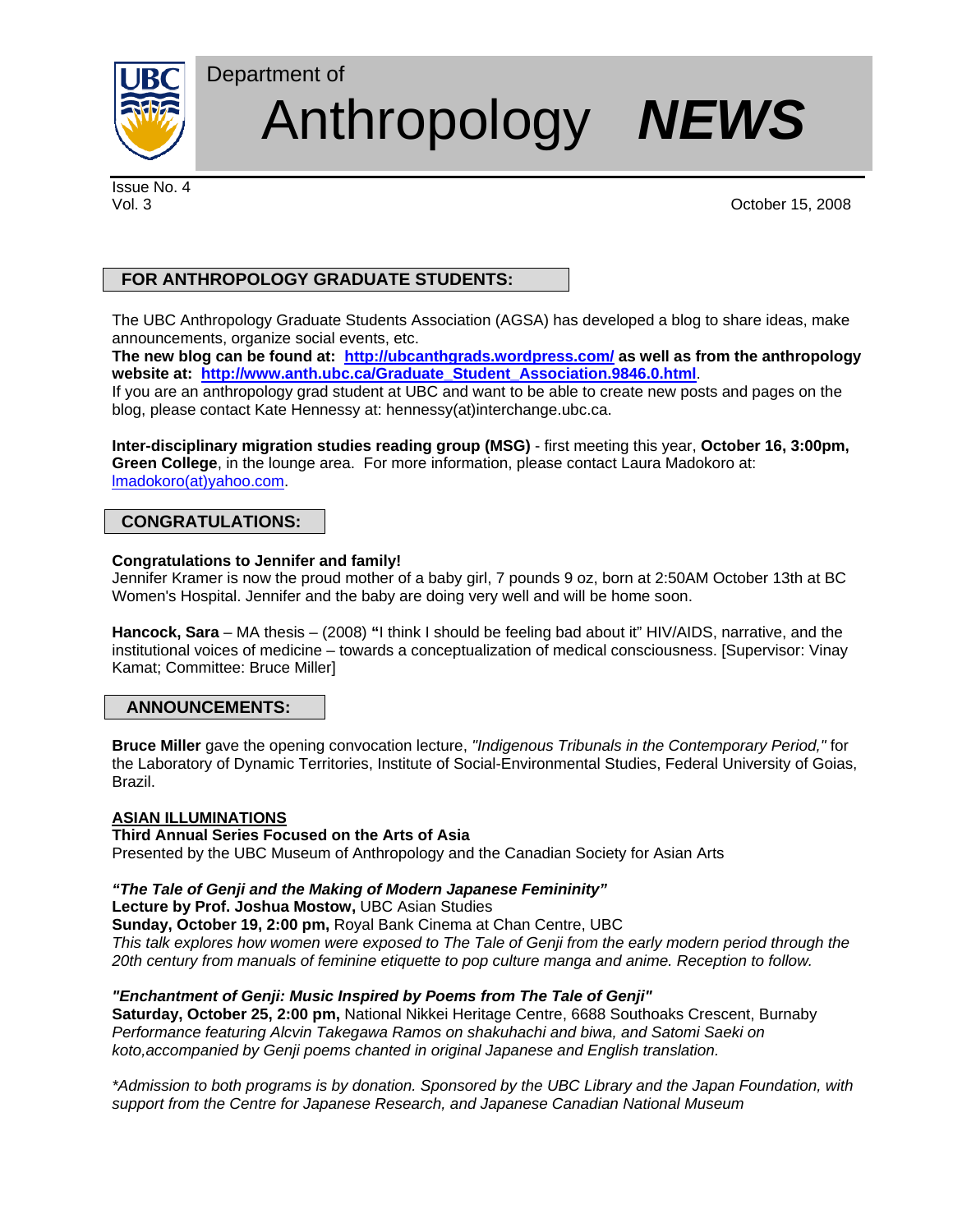# Department of Anthropology *NEWS*

Issue No. 4
Vol. 3

October 15, 2008

## FOR ANTHROPOLOGY GRADUATE STUDENTS:

The UBC Anthropology Graduate Students Association (AGSA) has developed a blog to share ideas, make announcements, organize social events, etc.
**The new blog can be found at: [http://ubcanthgrads.wordpress.com/](http://ubcanthgrads.wordpress.com/) as well as from the anthropology website at: [http://www.anth.ubc.ca/Graduate_Student_Association.9846.0.html](http://www.anth.ubc.ca/Graduate_Student_Association.9846.0.html)**.
If you are an anthropology grad student at UBC and want to be able to create new posts and pages on the blog, please contact Kate Hennessy at: hennessy(at)interchange.ubc.ca.

**Inter-disciplinary migration studies reading group (MSG)** - first meeting this year, **October 16, 3:00pm, Green College**, in the lounge area. For more information, please contact Laura Madokoro at: lmadokoro(at)yahoo.com.

## CONGRATULATIONS:

**Congratulations to Jennifer and family!**
Jennifer Kramer is now the proud mother of a baby girl, 7 pounds 9 oz, born at 2:50AM October 13th at BC Women's Hospital. Jennifer and the baby are doing very well and will be home soon.

**Hancock, Sara** – MA thesis – (2008) **"**I think I should be feeling bad about it" HIV/AIDS, narrative, and the institutional voices of medicine – towards a conceptualization of medical consciousness. [Supervisor: Vinay Kamat; Committee: Bruce Miller]

## ANNOUNCEMENTS:

**Bruce Miller** gave the opening convocation lecture, *"Indigenous Tribunals in the Contemporary Period,"* for the Laboratory of Dynamic Territories, Institute of Social-Environmental Studies, Federal University of Goias, Brazil.

**ASIAN ILLUMINATIONS**
**Third Annual Series Focused on the Arts of Asia**
Presented by the UBC Museum of Anthropology and the Canadian Society for Asian Arts

***"The Tale of Genji and the Making of Modern Japanese Femininity"***
**Lecture by Prof. Joshua Mostow,** UBC Asian Studies
**Sunday, October 19, 2:00 pm,** Royal Bank Cinema at Chan Centre, UBC
*This talk explores how women were exposed to The Tale of Genji from the early modern period through the 20th century from manuals of feminine etiquette to pop culture manga and anime. Reception to follow.*

***"Enchantment of Genji: Music Inspired by Poems from The Tale of Genji"***
**Saturday, October 25, 2:00 pm,** National Nikkei Heritage Centre, 6688 Southoaks Crescent, Burnaby
*Performance featuring Alcvin Takegawa Ramos on shakuhachi and biwa, and Satomi Saeki on koto,accompanied by Genji poems chanted in original Japanese and English translation.*

*\*Admission to both programs is by donation. Sponsored by the UBC Library and the Japan Foundation, with support from the Centre for Japanese Research, and Japanese Canadian National Museum*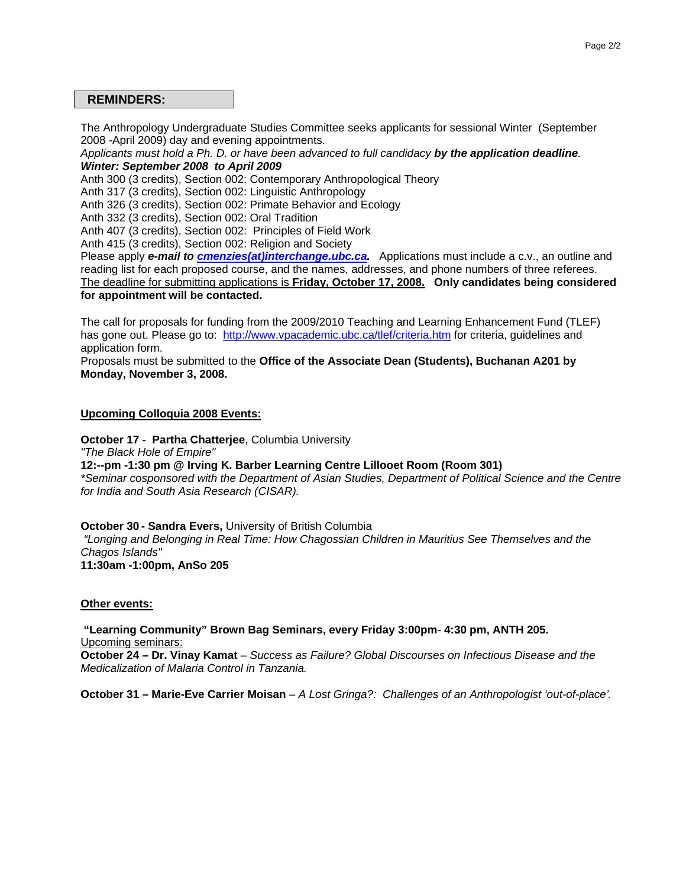## REMINDERS:

The Anthropology Undergraduate Studies Committee seeks applicants for sessional Winter (September 2008 -April 2009) day and evening appointments.

*Applicants must hold a Ph. D. or have been advanced to full candidacy* ***by the application deadline****.*

***Winter: September 2008 to April 2009***

Anth 300 (3 credits), Section 002: Contemporary Anthropological Theory
Anth 317 (3 credits), Section 002: Linguistic Anthropology
Anth 326 (3 credits), Section 002: Primate Behavior and Ecology
Anth 332 (3 credits), Section 002: Oral Tradition
Anth 407 (3 credits), Section 002: Principles of Field Work
Anth 415 (3 credits), Section 002: Religion and Society

Please apply ***e-mail to cmenzies(at)interchange.ubc.ca.*** Applications must include a c.v., an outline and reading list for each proposed course, and the names, addresses, and phone numbers of three referees. The deadline for submitting applications is **Friday, October 17, 2008. Only candidates being considered for appointment will be contacted.**

The call for proposals for funding from the 2009/2010 Teaching and Learning Enhancement Fund (TLEF) has gone out. Please go to: http://www.vpacademic.ubc.ca/tlef/criteria.htm for criteria, guidelines and application form.

Proposals must be submitted to the **Office of the Associate Dean (Students), Buchanan A201 by Monday, November 3, 2008.**

### Upcoming Colloquia 2008 Events:

**October 17 - Partha Chatterjee**, Columbia University
*"The Black Hole of Empire"*
**12:--pm -1:30 pm @ Irving K. Barber Learning Centre Lillooet Room (Room 301)**
*\*Seminar cosponsored with the Department of Asian Studies, Department of Political Science and the Centre for India and South Asia Research (CISAR).*

**October 30 - Sandra Evers,** University of British Columbia
*"Longing and Belonging in Real Time: How Chagossian Children in Mauritius See Themselves and the Chagos Islands"*
**11:30am -1:00pm, AnSo 205**

### Other events:

**"Learning Community" Brown Bag Seminars, every Friday 3:00pm- 4:30 pm, ANTH 205.**

Upcoming seminars:

**October 24 – Dr. Vinay Kamat** – *Success as Failure? Global Discourses on Infectious Disease and the Medicalization of Malaria Control in Tanzania.*

**October 31 – Marie-Eve Carrier Moisan** – *A Lost Gringa?: Challenges of an Anthropologist 'out-of-place'.*